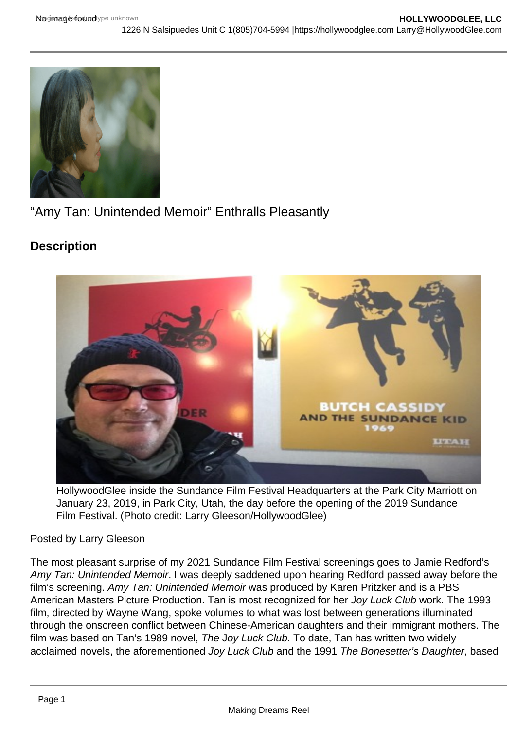“Amy Tan: Unintended Memoir” Enthralls Pleasantly

## Description

HollywoodGlee inside the Sundance Film Festival Headquarters at the Park City Marriott on January 23, 2019, in Park City, Utah, the day before the opening of the 2019 Sundance Film Festival. (Photo credit: Larry Gleeson/HollywoodGlee)

Posted by Larry Gleeson

The most pleasant surprise of my 2021 Sundance Film Festival screenings goes to Jamie Redford’s *Amy Tan: Unintended Memoir*. I was deeply saddened upon hearing Redford passed away before the film’s screening. *Amy Tan: Unintended Memoir* was produced by Karen Pritzker and is a PBS American Masters Picture Production. Tan is most recognized for her *Joy Luck Club* work. The 1993 film, directed by Wayne Wang, spoke volumes to what was lost between generations illuminated through the onscreen conflict between Chinese-American daughters and their immigrant mothers. The film was based on Tan’s 1989 novel, *The Joy Luck Club*. To date, Tan has written two widely acclaimed novels, the aforementioned *Joy Luck Club* and the 1991 *The Bonesetter’s Daughter*, based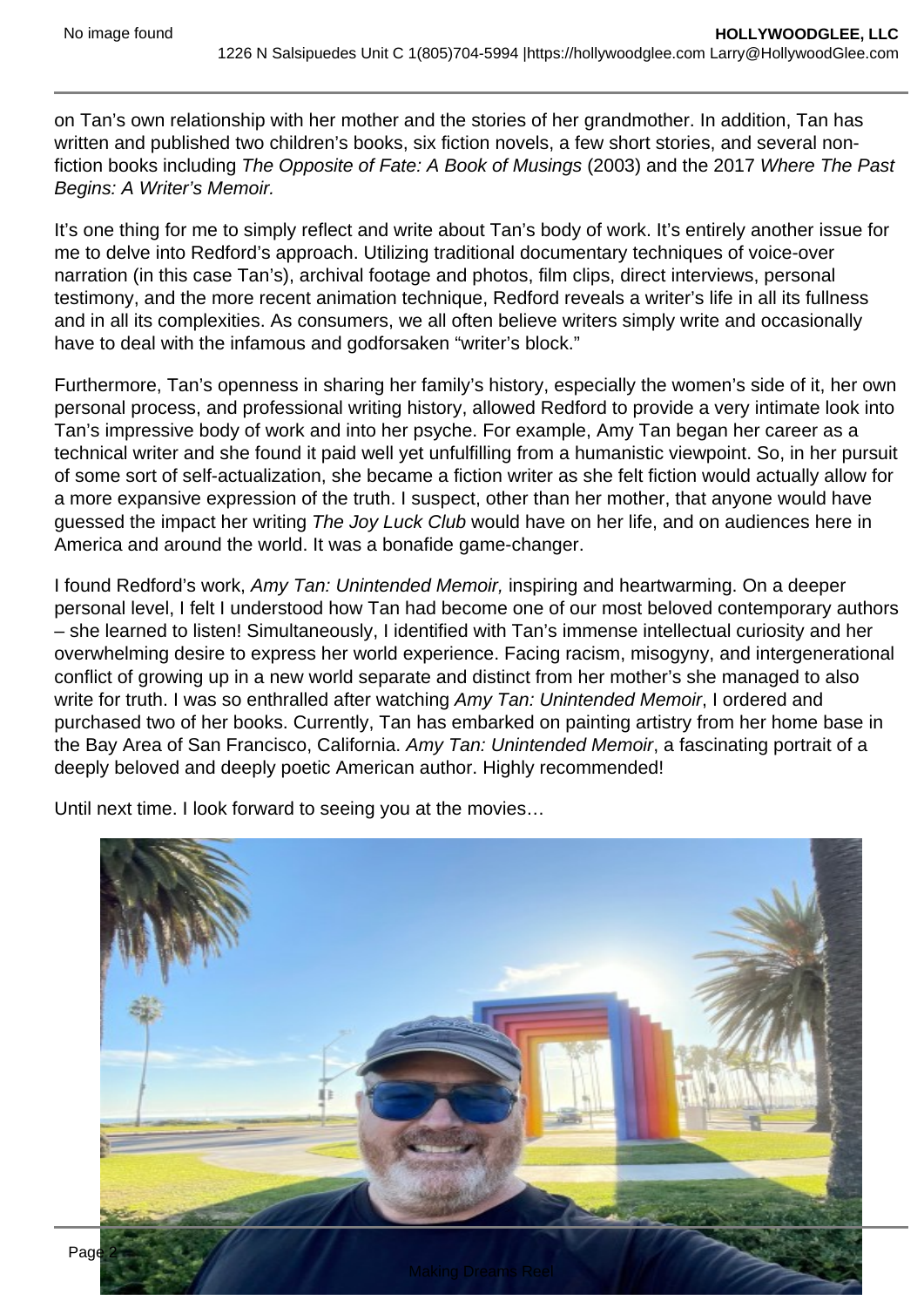on Tan's own relationship with her mother and the stories of her grandmother. In addition, Tan has written and published two children's books, six fiction novels, a few short stories, and several non-fiction books including *The Opposite of Fate: A Book of Musings* (2003) and the 2017 *Where The Past Begins: A Writer's Memoir.*

It's one thing for me to simply reflect and write about Tan's body of work. It's entirely another issue for me to delve into Redford's approach. Utilizing traditional documentary techniques of voice-over narration (in this case Tan's), archival footage and photos, film clips, direct interviews, personal testimony, and the more recent animation technique, Redford reveals a writer's life in all its fullness and in all its complexities. As consumers, we all often believe writers simply write and occasionally have to deal with the infamous and godforsaken "writer's block."

Furthermore, Tan's openness in sharing her family's history, especially the women's side of it, her own personal process, and professional writing history, allowed Redford to provide a very intimate look into Tan's impressive body of work and into her psyche. For example, Amy Tan began her career as a technical writer and she found it paid well yet unfulfilling from a humanistic viewpoint. So, in her pursuit of some sort of self-actualization, she became a fiction writer as she felt fiction would actually allow for a more expansive expression of the truth. I suspect, other than her mother, that anyone would have guessed the impact her writing *The Joy Luck Club* would have on her life, and on audiences here in America and around the world. It was a bonafide game-changer.

I found Redford's work, *Amy Tan: Unintended Memoir,* inspiring and heartwarming. On a deeper personal level, I felt I understood how Tan had become one of our most beloved contemporary authors – she learned to listen! Simultaneously, I identified with Tan's immense intellectual curiosity and her overwhelming desire to express her world experience. Facing racism, misogyny, and intergenerational conflict of growing up in a new world separate and distinct from her mother's she managed to also write for truth. I was so enthralled after watching *Amy Tan: Unintended Memoir*, I ordered and purchased two of her books. Currently, Tan has embarked on painting artistry from her home base in the Bay Area of San Francisco, California. *Amy Tan: Unintended Memoir*, a fascinating portrait of a deeply beloved and deeply poetic American author. Highly recommended!

Until next time. I look forward to seeing you at the movies…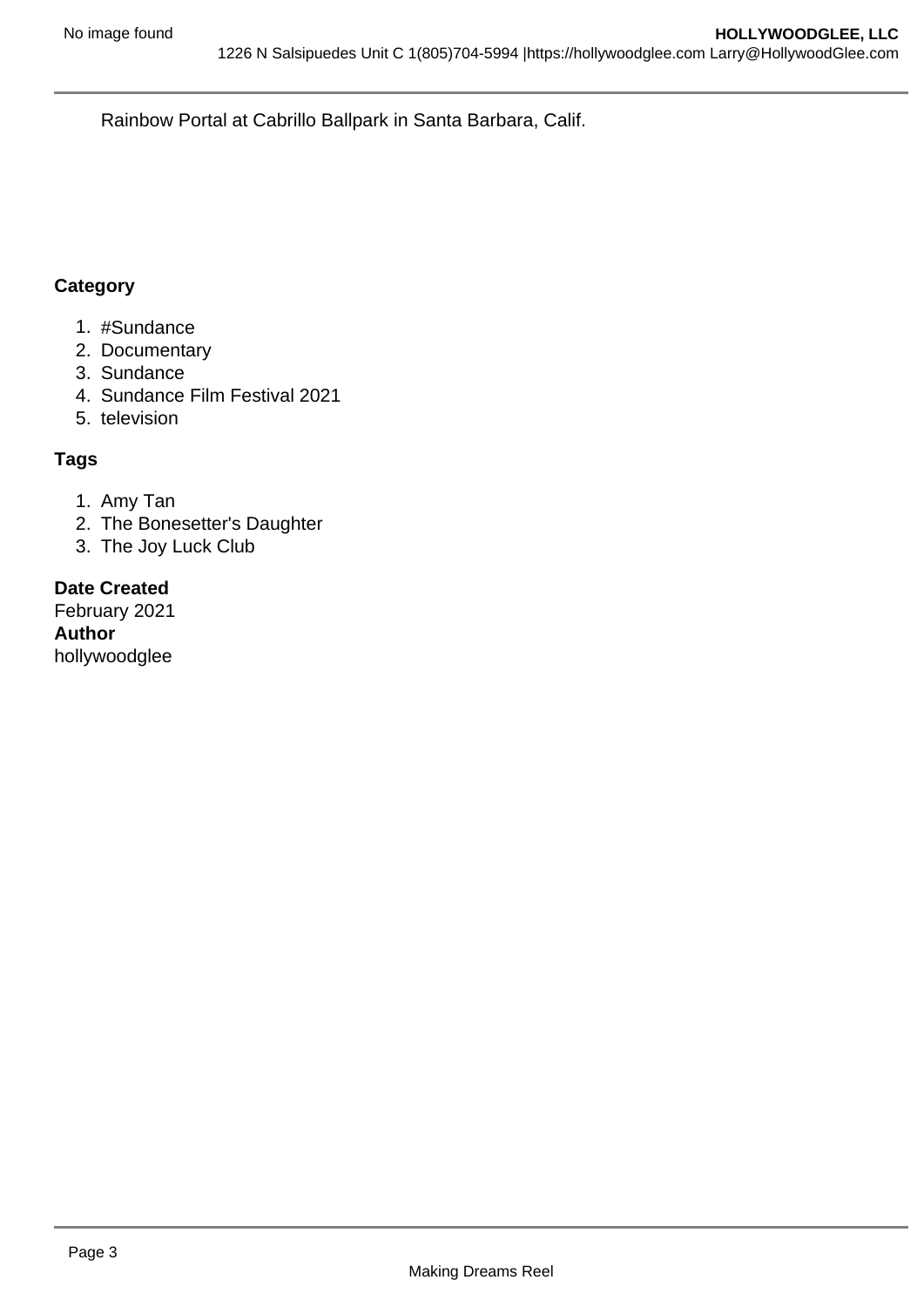Rainbow Portal at Cabrillo Ballpark in Santa Barbara, Calif.

**Category**

1. #Sundance
2. Documentary
3. Sundance
4. Sundance Film Festival 2021
5. television

**Tags**

1. Amy Tan
2. The Bonesetter's Daughter
3. The Joy Luck Club

**Date Created**
February 2021
**Author**
hollywoodglee